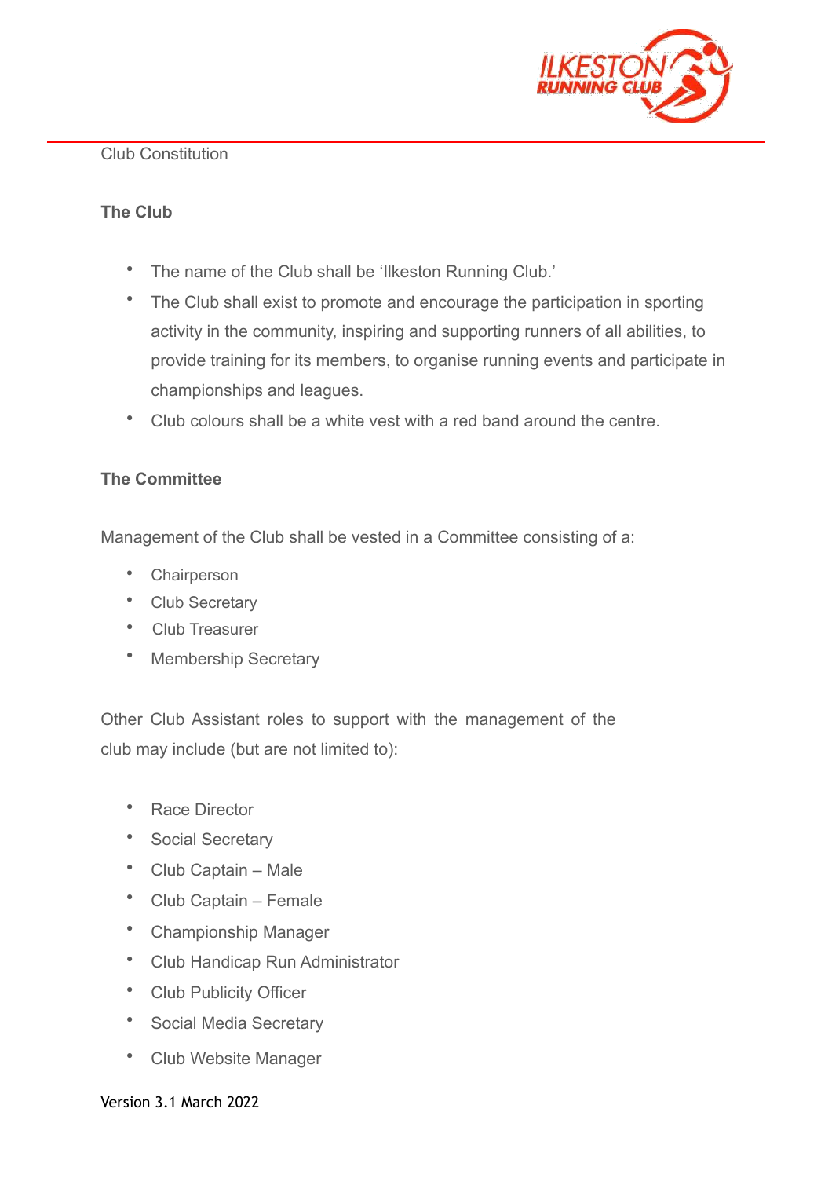Club Constitution

## The Club

- The name of the Club shall be 'Ilkeston Running Club.'
- The Club shall exist to promote and encourage the participation in sporting activity in the community, inspiring and supporting runners of all abilities, to provide training for its members, to organise running events and participate in championships and leagues.
- Club colours shall be a white vest with a red band around the centre.

## The Committee

Management of the Club shall be vested in a Committee consisting of a:

- Chairperson
- Club Secretary
- Club Treasurer
- Membership Secretary

Other Club Assistant roles to support with the management of the club may include (but are not limited to):

- Race Director
- Social Secretary
- Club Captain – Male
- Club Captain – Female
- Championship Manager
- Club Handicap Run Administrator
- Club Publicity Officer
- Social Media Secretary
- Club Website Manager

Version 3.1 March 2022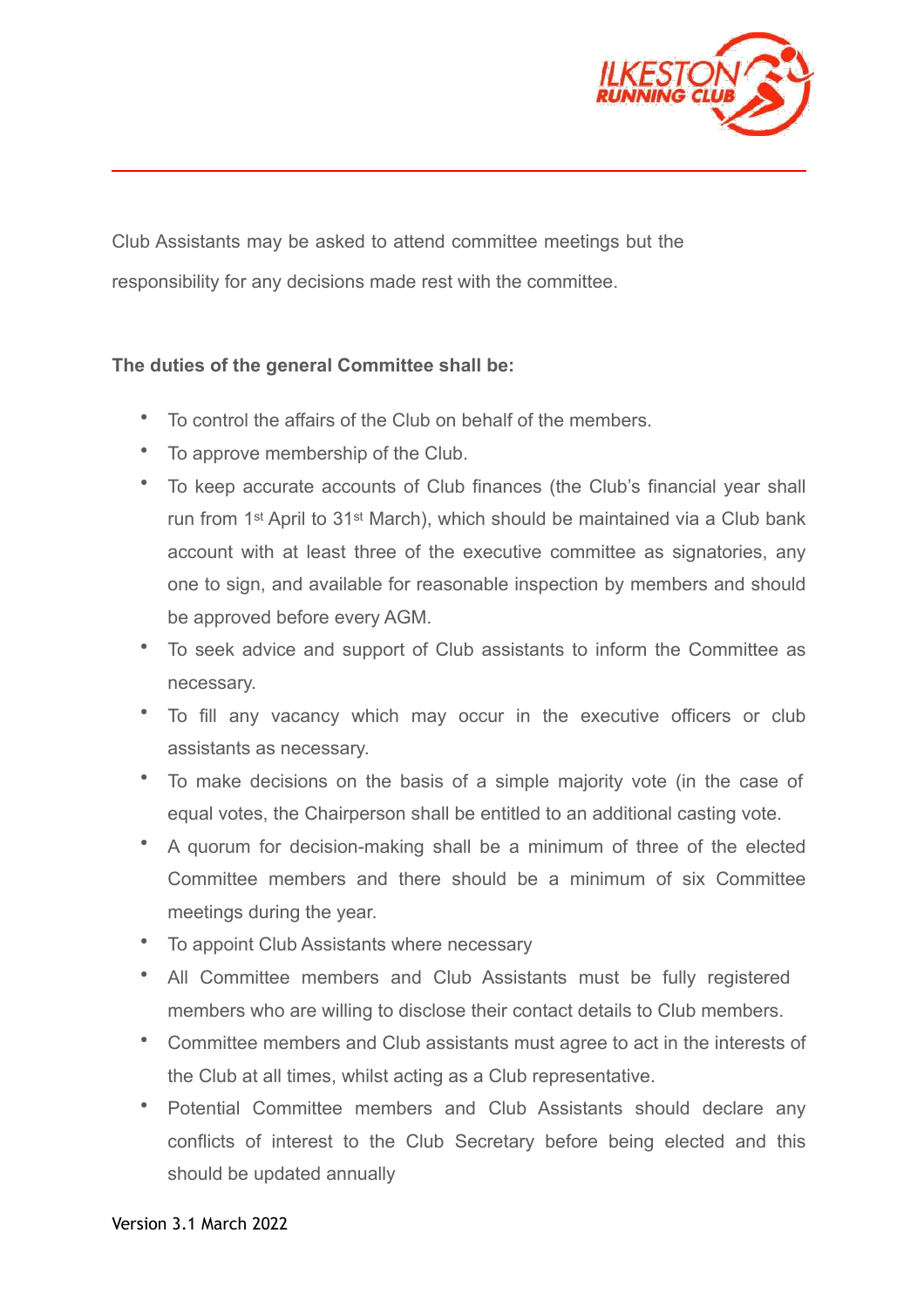Club Assistants may be asked to attend committee meetings but the responsibility for any decisions made rest with the committee.

**The duties of the general Committee shall be:**

- To control the affairs of the Club on behalf of the members.
- To approve membership of the Club.
- To keep accurate accounts of Club finances (the Club's financial year shall run from 1st April to 31st March), which should be maintained via a Club bank account with at least three of the executive committee as signatories, any one to sign, and available for reasonable inspection by members and should be approved before every AGM.
- To seek advice and support of Club assistants to inform the Committee as necessary.
- To fill any vacancy which may occur in the executive officers or club assistants as necessary.
- To make decisions on the basis of a simple majority vote (in the case of equal votes, the Chairperson shall be entitled to an additional casting vote.
- A quorum for decision-making shall be a minimum of three of the elected Committee members and there should be a minimum of six Committee meetings during the year.
- To appoint Club Assistants where necessary
- All Committee members and Club Assistants must be fully registered members who are willing to disclose their contact details to Club members.
- Committee members and Club assistants must agree to act in the interests of the Club at all times, whilst acting as a Club representative.
- Potential Committee members and Club Assistants should declare any conflicts of interest to the Club Secretary before being elected and this should be updated annually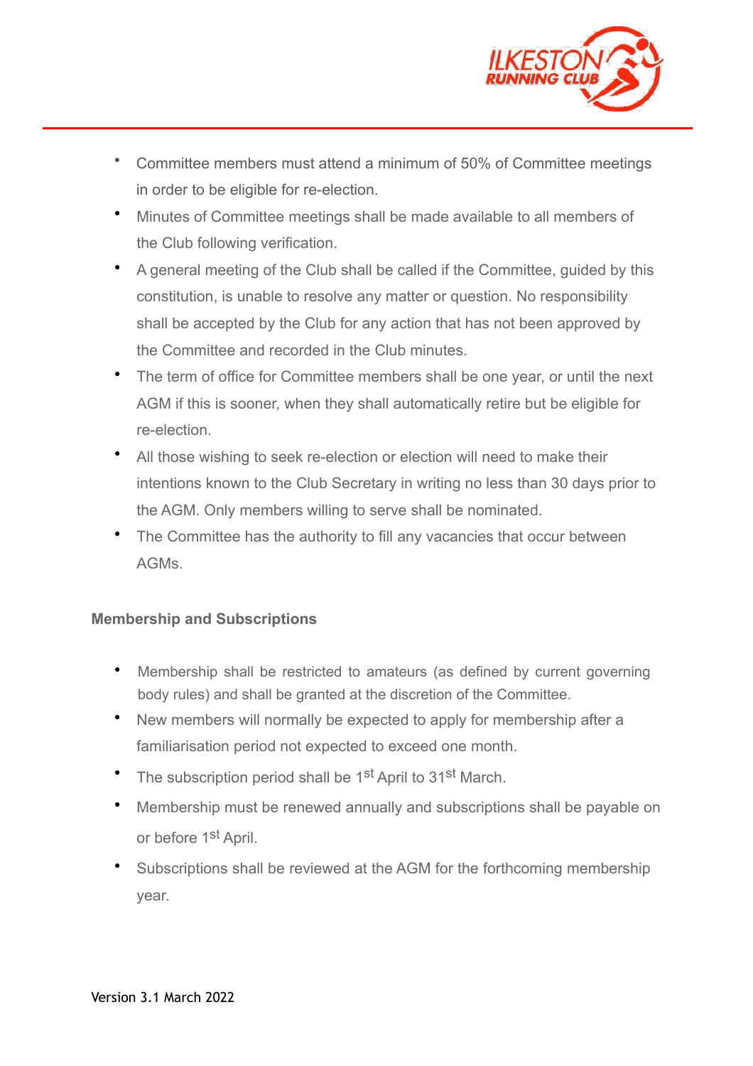- Committee members must attend a minimum of 50% of Committee meetings in order to be eligible for re-election.
- Minutes of Committee meetings shall be made available to all members of the Club following verification.
- A general meeting of the Club shall be called if the Committee, guided by this constitution, is unable to resolve any matter or question. No responsibility shall be accepted by the Club for any action that has not been approved by the Committee and recorded in the Club minutes.
- The term of office for Committee members shall be one year, or until the next AGM if this is sooner, when they shall automatically retire but be eligible for re-election.
- All those wishing to seek re-election or election will need to make their intentions known to the Club Secretary in writing no less than 30 days prior to the AGM. Only members willing to serve shall be nominated.
- The Committee has the authority to fill any vacancies that occur between AGMs.

**Membership and Subscriptions**

- Membership shall be restricted to amateurs (as defined by current governing body rules) and shall be granted at the discretion of the Committee.
- New members will normally be expected to apply for membership after a familiarisation period not expected to exceed one month.
- The subscription period shall be 1st April to 31st March.
- Membership must be renewed annually and subscriptions shall be payable on or before 1st April.
- Subscriptions shall be reviewed at the AGM for the forthcoming membership year.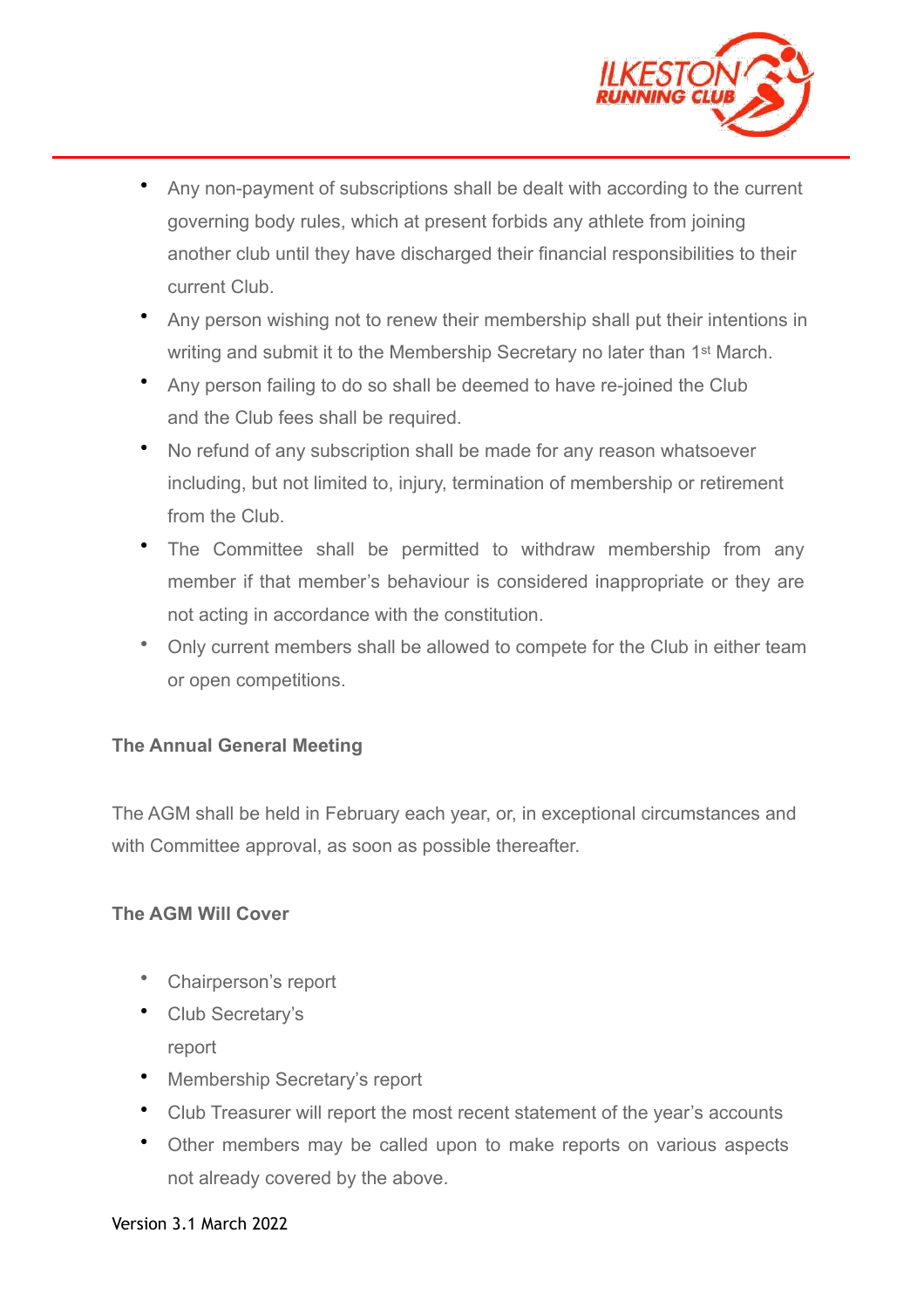- Any non-payment of subscriptions shall be dealt with according to the current governing body rules, which at present forbids any athlete from joining another club until they have discharged their financial responsibilities to their current Club.
- Any person wishing not to renew their membership shall put their intentions in writing and submit it to the Membership Secretary no later than 1st March.
- Any person failing to do so shall be deemed to have re-joined the Club and the Club fees shall be required.
- No refund of any subscription shall be made for any reason whatsoever including, but not limited to, injury, termination of membership or retirement from the Club.
- The Committee shall be permitted to withdraw membership from any member if that member's behaviour is considered inappropriate or they are not acting in accordance with the constitution.
- Only current members shall be allowed to compete for the Club in either team or open competitions.

**The Annual General Meeting**

The AGM shall be held in February each year, or, in exceptional circumstances and with Committee approval, as soon as possible thereafter.

**The AGM Will Cover**

- Chairperson's report
- Club Secretary's report
- Membership Secretary's report
- Club Treasurer will report the most recent statement of the year's accounts
- Other members may be called upon to make reports on various aspects not already covered by the above.

Version 3.1 March 2022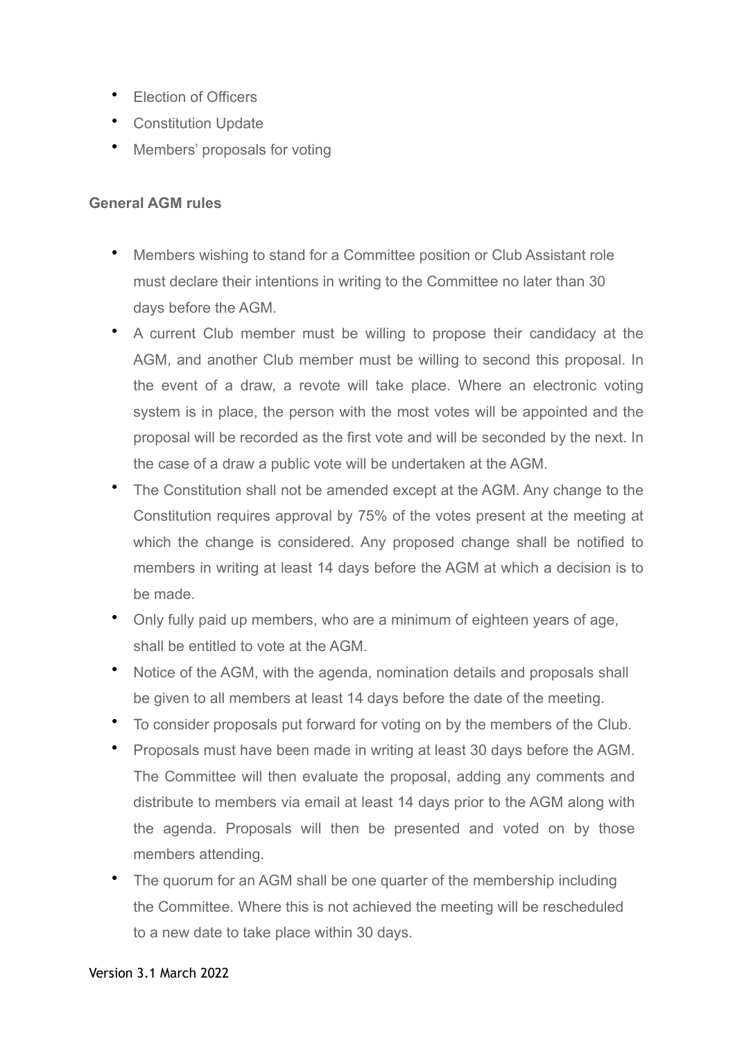- Election of Officers
- Constitution Update
- Members' proposals for voting

**General AGM rules**

- Members wishing to stand for a Committee position or Club Assistant role must declare their intentions in writing to the Committee no later than 30 days before the AGM.
- A current Club member must be willing to propose their candidacy at the AGM, and another Club member must be willing to second this proposal. In the event of a draw, a revote will take place. Where an electronic voting system is in place, the person with the most votes will be appointed and the proposal will be recorded as the first vote and will be seconded by the next. In the case of a draw a public vote will be undertaken at the AGM.
- The Constitution shall not be amended except at the AGM. Any change to the Constitution requires approval by 75% of the votes present at the meeting at which the change is considered. Any proposed change shall be notified to members in writing at least 14 days before the AGM at which a decision is to be made.
- Only fully paid up members, who are a minimum of eighteen years of age, shall be entitled to vote at the AGM.
- Notice of the AGM, with the agenda, nomination details and proposals shall be given to all members at least 14 days before the date of the meeting.
- To consider proposals put forward for voting on by the members of the Club.
- Proposals must have been made in writing at least 30 days before the AGM. The Committee will then evaluate the proposal, adding any comments and distribute to members via email at least 14 days prior to the AGM along with the agenda. Proposals will then be presented and voted on by those members attending.
- The quorum for an AGM shall be one quarter of the membership including the Committee. Where this is not achieved the meeting will be rescheduled to a new date to take place within 30 days.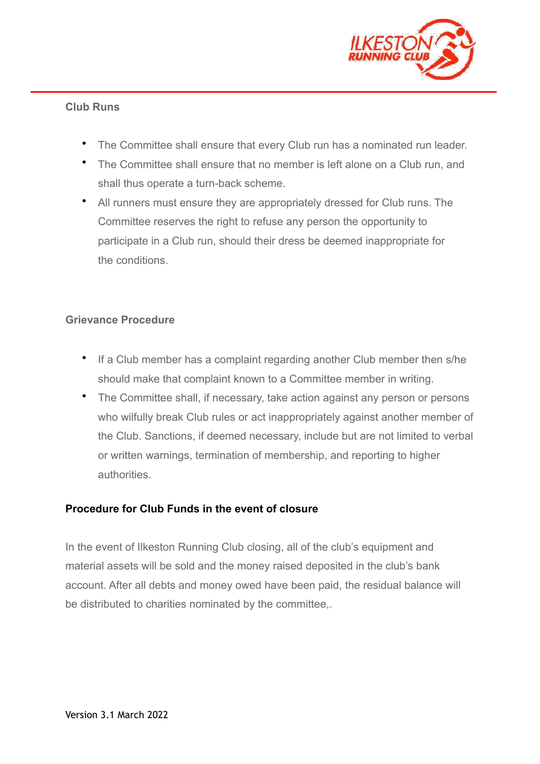## Club Runs

- The Committee shall ensure that every Club run has a nominated run leader.
- The Committee shall ensure that no member is left alone on a Club run, and shall thus operate a turn-back scheme.
- All runners must ensure they are appropriately dressed for Club runs. The Committee reserves the right to refuse any person the opportunity to participate in a Club run, should their dress be deemed inappropriate for the conditions.

## Grievance Procedure

- If a Club member has a complaint regarding another Club member then s/he should make that complaint known to a Committee member in writing.
- The Committee shall, if necessary, take action against any person or persons who wilfully break Club rules or act inappropriately against another member of the Club. Sanctions, if deemed necessary, include but are not limited to verbal or written warnings, termination of membership, and reporting to higher authorities.

## Procedure for Club Funds in the event of closure

In the event of Ilkeston Running Club closing, all of the club's equipment and material assets will be sold and the money raised deposited in the club's bank account. After all debts and money owed have been paid, the residual balance will be distributed to charities nominated by the committee,.

Version 3.1 March 2022